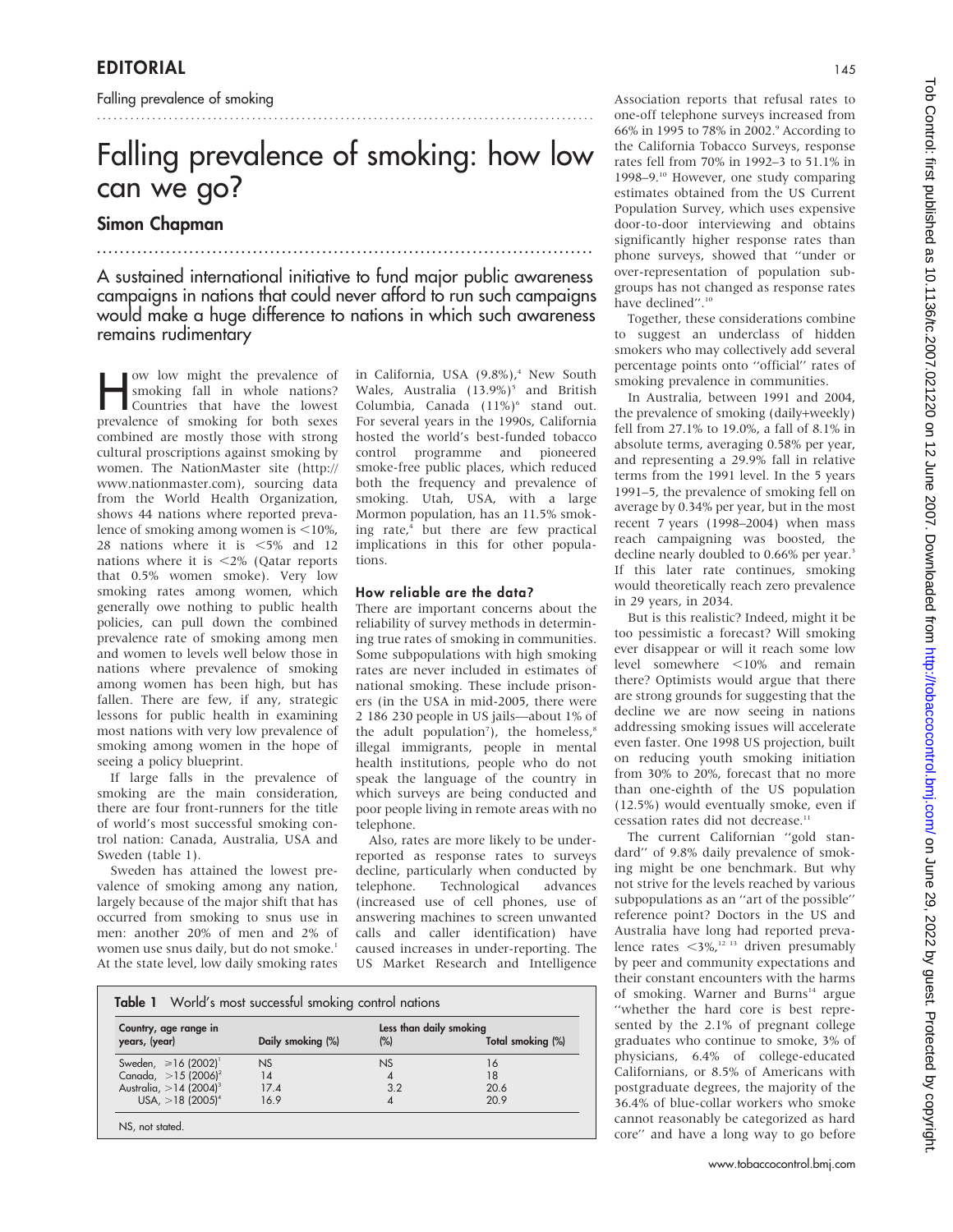# Falling prevalence of smoking: how low can we go?

## Simon Chapman

**A sustained international initiative to fund major public awareness campaigns in nations that could never afford to run such campaigns would make a huge difference to nations in which such awareness remains rudimentary**

How low might the prevalence of smoking fall in whole nations? Countries that have the lowest prevalence of smoking for both sexes combined are mostly those with strong cultural proscriptions against smoking by women. The NationMaster site (http://www.nationmaster.com), sourcing data from the World Health Organization, shows 44 nations where reported prevalence of smoking among women is <10%, 28 nations where it is <5% and 12 nations where it is <2% (Qatar reports that 0.5% women smoke). Very low smoking rates among women, which generally owe nothing to public health policies, can pull down the combined prevalence rate of smoking among men and women to levels well below those in nations where prevalence of smoking among women has been high, but has fallen. There are few, if any, strategic lessons for public health in examining most nations with very low prevalence of smoking among women in the hope of seeing a policy blueprint.

If large falls in the prevalence of smoking are the main consideration, there are four front-runners for the title of world's most successful smoking control nation: Canada, Australia, USA and Sweden (table 1).

Sweden has attained the lowest prevalence of smoking among any nation, largely because of the major shift that has occurred from smoking to snus use in men: another 20% of men and 2% of women use snus daily, but do not smoke.[1] At the state level, low daily smoking rates in California, USA (9.8%),[4] New South Wales, Australia (13.9%)[5] and British Columbia, Canada (11%)[6] stand out. For several years in the 1990s, California hosted the world's best-funded tobacco control programme and pioneered smoke-free public places, which reduced both the frequency and prevalence of smoking. Utah, USA, with a large Mormon population, has an 11.5% smoking rate,[4] but there are few practical implications in this for other populations.

### How reliable are the data?

There are important concerns about the reliability of survey methods in determining true rates of smoking in communities. Some subpopulations with high smoking rates are never included in estimates of national smoking. These include prisoners (in the USA in mid-2005, there were 2 186 230 people in US jails—about 1% of the adult population[7]), the homeless,[8] illegal immigrants, people in mental health institutions, people who do not speak the language of the country in which surveys are being conducted and poor people living in remote areas with no telephone.

Also, rates are more likely to be underreported as response rates to surveys decline, particularly when conducted by telephone. Technological advances (increased use of cell phones, use of answering machines to screen unwanted calls and caller identification) have caused increases in under-reporting. The US Market Research and Intelligence Association reports that refusal rates to one-off telephone surveys increased from 66% in 1995 to 78% in 2002.[9] According to the California Tobacco Surveys, response rates fell from 70% in 1992–3 to 51.1% in 1998–9.[10] However, one study comparing estimates obtained from the US Current Population Survey, which uses expensive door-to-door interviewing and obtains significantly higher response rates than phone surveys, showed that "under or over-representation of population subgroups has not changed as response rates have declined".[10]

Together, these considerations combine to suggest an underclass of hidden smokers who may collectively add several percentage points onto "official" rates of smoking prevalence in communities.

In Australia, between 1991 and 2004, the prevalence of smoking (daily+weekly) fell from 27.1% to 19.0%, a fall of 8.1% in absolute terms, averaging 0.58% per year, and representing a 29.9% fall in relative terms from the 1991 level. In the 5 years 1991–5, the prevalence of smoking fell on average by 0.34% per year, but in the most recent 7 years (1998–2004) when mass reach campaigning was boosted, the decline nearly doubled to 0.66% per year.[3] If this later rate continues, smoking would theoretically reach zero prevalence in 29 years, in 2034.

But is this realistic? Indeed, might it be too pessimistic a forecast? Will smoking ever disappear or will it reach some low level somewhere <10% and remain there? Optimists would argue that there are strong grounds for suggesting that the decline we are now seeing in nations addressing smoking issues will accelerate even faster. One 1998 US projection, built on reducing youth smoking initiation from 30% to 20%, forecast that no more than one-eighth of the US population (12.5%) would eventually smoke, even if cessation rates did not decrease.[11]

The current Californian "gold standard" of 9.8% daily prevalence of smoking might be one benchmark. But why not strive for the levels reached by various subpopulations as an "art of the possible" reference point? Doctors in the US and Australia have long had reported prevalence rates <3%,[12,13] driven presumably by peer and community expectations and their constant encounters with the harms of smoking. Warner and Burns[14] argue "whether the hard core is best represented by the 2.1% of pregnant college graduates who continue to smoke, 3% of physicians, 6.4% of college-educated Californians, or 8.5% of Americans with postgraduate degrees, the majority of the 36.4% of blue-collar workers who smoke cannot reasonably be categorized as hard core" and have a long way to go before

**Table 1** World's most successful smoking control nations

| Country, age range in years, (year) | Daily smoking (%) | Less than daily smoking (%) | Total smoking (%) |
|---|---|---|---|
| Sweden, ≥16 (2002)[1] | NS | NS | 16 |
| Canada, >15 (2006)[2] | 14 | 4 | 18 |
| Australia, >14 (2004)[3] | 17.4 | 3.2 | 20.6 |
| USA, >18 (2005)[4] | 16.9 | 4 | 20.9 |

NS, not stated.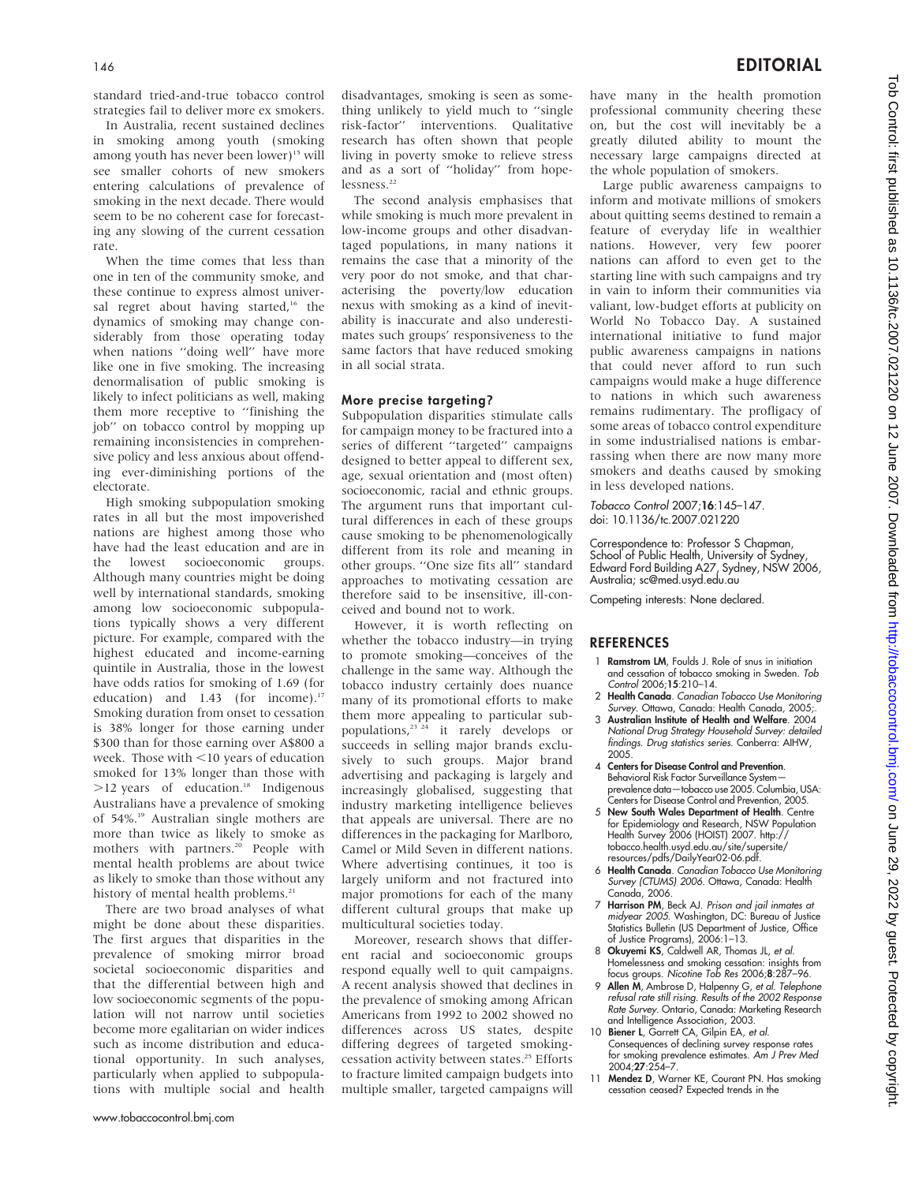standard tried-and-true tobacco control strategies fail to deliver more ex smokers.

In Australia, recent sustained declines in smoking among youth (smoking among youth has never been lower)[15] will see smaller cohorts of new smokers entering calculations of prevalence of smoking in the next decade. There would seem to be no coherent case for forecasting any slowing of the current cessation rate.

When the time comes that less than one in ten of the community smoke, and these continue to express almost universal regret about having started,[16] the dynamics of smoking may change considerably from those operating today when nations ''doing well'' have more like one in five smoking. The increasing denormalisation of public smoking is likely to infect politicians as well, making them more receptive to ''finishing the job'' on tobacco control by mopping up remaining inconsistencies in comprehensive policy and less anxious about offending ever-diminishing portions of the electorate.

High smoking subpopulation smoking rates in all but the most impoverished nations are highest among those who have had the least education and are in the lowest socioeconomic groups. Although many countries might be doing well by international standards, smoking among low socioeconomic subpopulations typically shows a very different picture. For example, compared with the highest educated and income-earning quintile in Australia, those in the lowest have odds ratios for smoking of 1.69 (for education) and 1.43 (for income).[17] Smoking duration from onset to cessation is 38% longer for those earning under \$300 than for those earning over A\$800 a week. Those with <10 years of education smoked for 13% longer than those with >12 years of education.[18] Indigenous Australians have a prevalence of smoking of 54%.[19] Australian single mothers are more than twice as likely to smoke as mothers with partners.[20] People with mental health problems are about twice as likely to smoke than those without any history of mental health problems.[21]

There are two broad analyses of what might be done about these disparities. The first argues that disparities in the prevalence of smoking mirror broad societal socioeconomic disparities and that the differential between high and low socioeconomic segments of the population will not narrow until societies become more egalitarian on wider indices such as income distribution and educational opportunity. In such analyses, particularly when applied to subpopulations with multiple social and health disadvantages, smoking is seen as something unlikely to yield much to ''single risk-factor'' interventions. Qualitative research has often shown that people living in poverty smoke to relieve stress and as a sort of ''holiday'' from hopelessness.[22]

The second analysis emphasises that while smoking is much more prevalent in low-income groups and other disadvantaged populations, in many nations it remains the case that a minority of the very poor do not smoke, and that characterising the poverty/low education nexus with smoking as a kind of inevitability is inaccurate and also underestimates such groups' responsiveness to the same factors that have reduced smoking in all social strata.

## More precise targeting?

Subpopulation disparities stimulate calls for campaign money to be fractured into a series of different ''targeted'' campaigns designed to better appeal to different sex, age, sexual orientation and (most often) socioeconomic, racial and ethnic groups. The argument runs that important cultural differences in each of these groups cause smoking to be phenomenologically different from its role and meaning in other groups. ''One size fits all'' standard approaches to motivating cessation are therefore said to be insensitive, ill-conceived and bound not to work.

However, it is worth reflecting on whether the tobacco industry—in trying to promote smoking—conceives of the challenge in the same way. Although the tobacco industry certainly does nuance many of its promotional efforts to make them more appealing to particular subpopulations,[23,24] it rarely develops or succeeds in selling major brands exclusively to such groups. Major brand advertising and packaging is largely and increasingly globalised, suggesting that industry marketing intelligence believes that appeals are universal. There are no differences in the packaging for Marlboro, Camel or Mild Seven in different nations. Where advertising continues, it too is largely uniform and not fractured into major promotions for each of the many different cultural groups that make up multicultural societies today.

Moreover, research shows that different racial and socioeconomic groups respond equally well to quit campaigns. A recent analysis showed that declines in the prevalence of smoking among African Americans from 1992 to 2002 showed no differences across US states, despite differing degrees of targeted smoking-cessation activity between states.[25] Efforts to fracture limited campaign budgets into multiple smaller, targeted campaigns will have many in the health promotion professional community cheering these on, but the cost will inevitably be a greatly diluted ability to mount the necessary large campaigns directed at the whole population of smokers.

Large public awareness campaigns to inform and motivate millions of smokers about quitting seems destined to remain a feature of everyday life in wealthier nations. However, very few poorer nations can afford to even get to the starting line with such campaigns and try in vain to inform their communities via valiant, low-budget efforts at publicity on World No Tobacco Day. A sustained international initiative to fund major public awareness campaigns in nations that could never afford to run such campaigns would make a huge difference to nations in which such awareness remains rudimentary. The profligacy of some areas of tobacco control expenditure in some industrialised nations is embarrassing when there are now many more smokers and deaths caused by smoking in less developed nations.

*Tobacco Control* 2007;**16**:145–147.
doi: 10.1136/tc.2007.021220

Correspondence to: Professor S Chapman, School of Public Health, University of Sydney, Edward Ford Building A27, Sydney, NSW 2006, Australia; sc@med.usyd.edu.au

Competing interests: None declared.

## REFERENCES

1. **Ramstrom LM**, Foulds J. Role of snus in initiation and cessation of tobacco smoking in Sweden. *Tob Control* 2006;**15**:210–14.
2. **Health Canada**. *Canadian Tobacco Use Monitoring Survey*. Ottawa, Canada: Health Canada, 2005;.
3. **Australian Institute of Health and Welfare**. 2004 *National Drug Strategy Household Survey: detailed findings. Drug statistics series*. Canberra: AIHW, 2005.
4. **Centers for Disease Control and Prevention**. Behavioral Risk Factor Surveillance System—prevalence data—tobacco use 2005. Columbia, USA: Centers for Disease Control and Prevention, 2005.
5. **New South Wales Department of Health**. Centre for Epidemiology and Research, NSW Population Health Survey 2006 (HOIST) 2007. http://tobacco.health.usyd.edu.au/site/supersite/resources/pdfs/DailyYear02-06.pdf.
6. **Health Canada**. *Canadian Tobacco Use Monitoring Survey (CTUMS) 2006*. Ottawa, Canada: Health Canada, 2006.
7. **Harrison PM**, Beck AJ. *Prison and jail inmates at midyear 2005*. Washington, DC: Bureau of Justice Statistics Bulletin (US Department of Justice, Office of Justice Programs), 2006:1–13.
8. **Okuyemi KS**, Caldwell AR, Thomas JL, *et al*. Homelessness and smoking cessation: insights from focus groups. *Nicotine Tob Res* 2006;**8**:287–96.
9. **Allen M**, Ambrose D, Halpenny G, *et al*. *Telephone refusal rate still rising. Results of the 2002 Response Rate Survey*. Ontario, Canada: Marketing Research and Intelligence Association, 2003.
10. **Biener L**, Garrett CA, Gilpin EA, *et al*. Consequences of declining survey response rates for smoking prevalence estimates. *Am J Prev Med* 2004;**27**:254–7.
11. **Mendez D**, Warner KE, Courant PN. Has smoking cessation ceased? Expected trends in the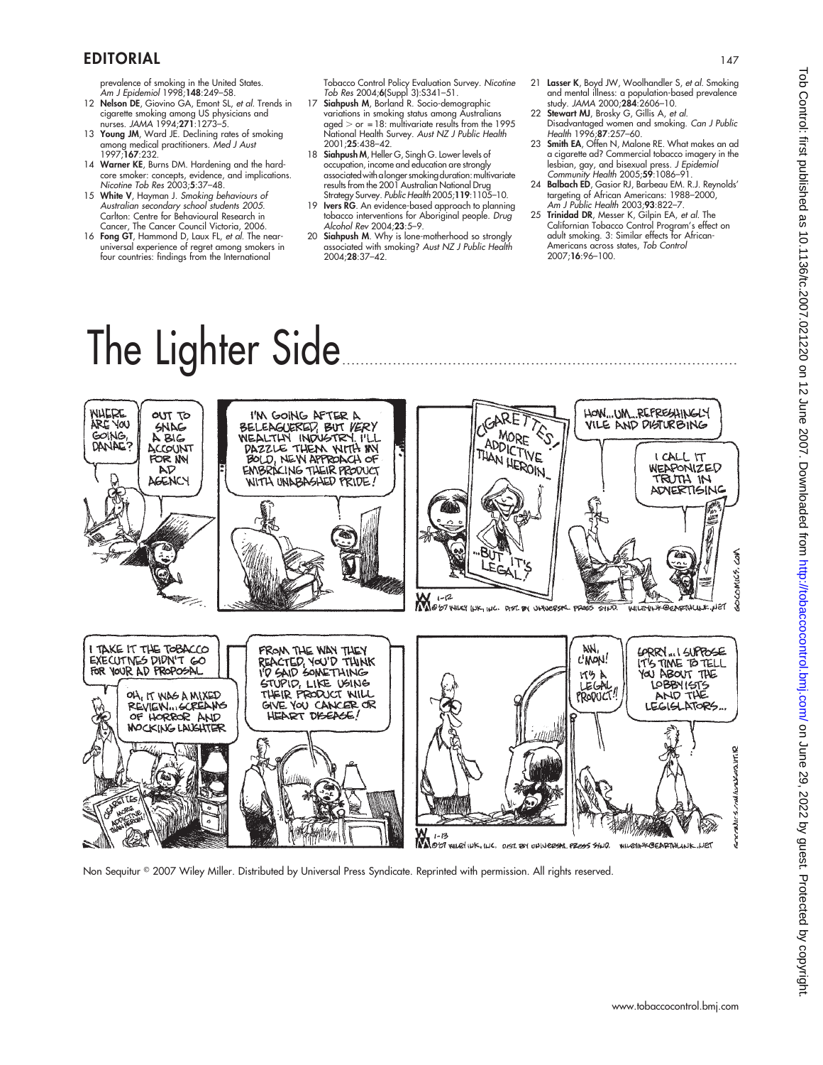prevalence of smoking in the United States. *Am J Epidemiol* 1998;**148**:249–58.

12 **Nelson DE**, Giovino GA, Emont SL, *et al*. Trends in cigarette smoking among US physicians and nurses. *JAMA* 1994;**271**:1273–5.

13 **Young JM**, Ward JE. Declining rates of smoking among medical practitioners. *Med J Aust* 1997;**167**:232.

14 **Warner KE**, Burns DM. Hardening and the hard-core smoker: concepts, evidence, and implications. *Nicotine Tob Res* 2003;**5**:37–48.

15 **White V**, Hayman J. *Smoking behaviours of Australian secondary school students 2005.* Carlton: Centre for Behavioural Research in Cancer, The Cancer Council Victoria, 2006.

16 **Fong GT**, Hammond D, Laux FL, *et al*. The near-universal experience of regret among smokers in four countries: findings from the International Tobacco Control Policy Evaluation Survey. *Nicotine Tob Res* 2004;**6**(Suppl 3):S341–51.

17 **Siahpush M**, Borland R. Socio-demographic variations in smoking status among Australians aged > or = 18: multivariate results from the 1995 National Health Survey. *Aust NZ J Public Health* 2001;**25**:438–42.

18 **Siahpush M**, Heller G, Singh G. Lower levels of occupation, income and education are strongly associated with a longer smoking duration: multivariate results from the 2001 Australian National Drug Strategy Survey. *Public Health* 2005;**119**:1105–10.

19 **Ivers RG**. An evidence-based approach to planning tobacco interventions for Aboriginal people. *Drug Alcohol Rev* 2004;**23**:5–9.

20 **Siahpush M**. Why is lone-motherhood so strongly associated with smoking? *Aust NZ J Public Health* 2004;**28**:37–42.

21 **Lasser K**, Boyd JW, Woolhandler S, *et al*. Smoking and mental illness: a population-based prevalence study. *JAMA* 2000;**284**:2606–10.

22 **Stewart MJ**, Brosky G, Gillis A, *et al*. Disadvantaged women and smoking. *Can J Public Health* 1996;**87**:257–60.

23 **Smith EA**, Offen N, Malone RE. What makes an ad a cigarette ad? Commercial tobacco imagery in the lesbian, gay, and bisexual press. *J Epidemiol Community Health* 2005;**59**:1086–91.

24 **Balbach ED**, Gasior RJ, Barbeau EM. R.J. Reynolds' targeting of African Americans: 1988–2000, *Am J Public Health* 2003;**93**:822–7.

25 **Trinidad DR**, Messer K, Gilpin EA, *et al*. The Californian Tobacco Control Program's effect on adult smoking. 3: Similar effects for African-Americans across states, *Tob Control* 2007;**16**:96–100.

# The Lighter Side

Non Sequitur © 2007 Wiley Miller. Distributed by Universal Press Syndicate. Reprinted with permission. All rights reserved.